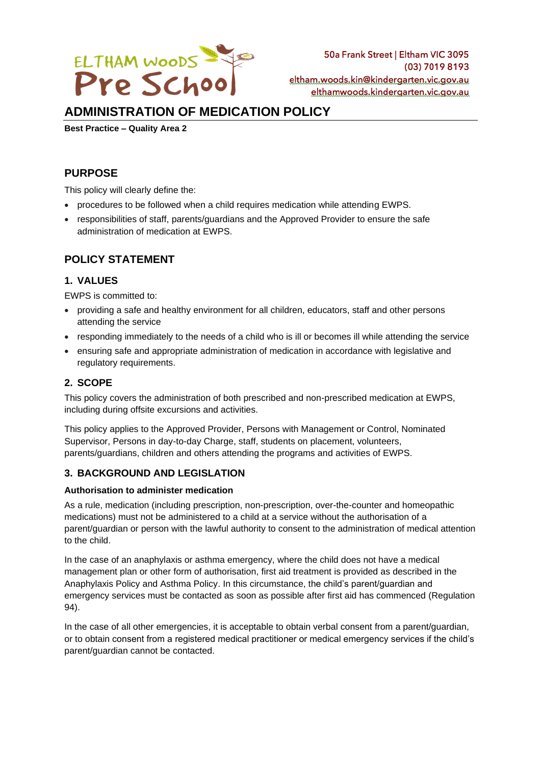50a Frank Street | Eltham VIC 3095
(03) 7019 8193
eltham.woods.kin@kindergarten.vic.gov.au
elthamwoods.kindergarten.vic.gov.au

# ADMINISTRATION OF MEDICATION POLICY

**Best Practice – Quality Area 2**

## PURPOSE

This policy will clearly define the:

- procedures to be followed when a child requires medication while attending EWPS.
- responsibilities of staff, parents/guardians and the Approved Provider to ensure the safe administration of medication at EWPS.

## POLICY STATEMENT

### 1. VALUES

EWPS is committed to:

- providing a safe and healthy environment for all children, educators, staff and other persons attending the service
- responding immediately to the needs of a child who is ill or becomes ill while attending the service
- ensuring safe and appropriate administration of medication in accordance with legislative and regulatory requirements.

### 2. SCOPE

This policy covers the administration of both prescribed and non-prescribed medication at EWPS, including during offsite excursions and activities.

This policy applies to the Approved Provider, Persons with Management or Control, Nominated Supervisor, Persons in day-to-day Charge, staff, students on placement, volunteers, parents/guardians, children and others attending the programs and activities of EWPS.

### 3. BACKGROUND AND LEGISLATION

**Authorisation to administer medication**

As a rule, medication (including prescription, non-prescription, over-the-counter and homeopathic medications) must not be administered to a child at a service without the authorisation of a parent/guardian or person with the lawful authority to consent to the administration of medical attention to the child.

In the case of an anaphylaxis or asthma emergency, where the child does not have a medical management plan or other form of authorisation, first aid treatment is provided as described in the Anaphylaxis Policy and Asthma Policy. In this circumstance, the child's parent/guardian and emergency services must be contacted as soon as possible after first aid has commenced (Regulation 94).

In the case of all other emergencies, it is acceptable to obtain verbal consent from a parent/guardian, or to obtain consent from a registered medical practitioner or medical emergency services if the child's parent/guardian cannot be contacted.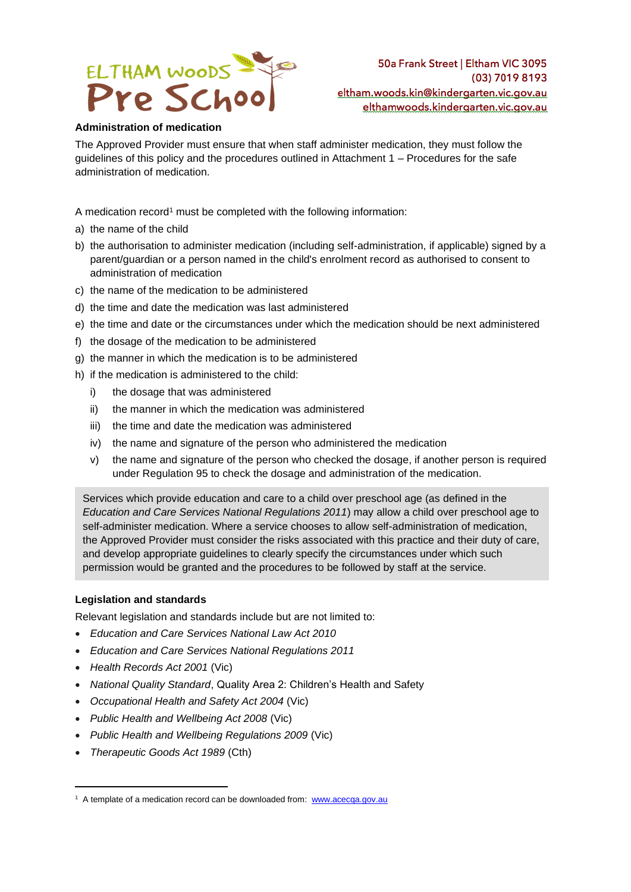**Administration of medication**

The Approved Provider must ensure that when staff administer medication, they must follow the guidelines of this policy and the procedures outlined in Attachment 1 – Procedures for the safe administration of medication.

A medication record[1] must be completed with the following information:

a) the name of the child
b) the authorisation to administer medication (including self-administration, if applicable) signed by a parent/guardian or a person named in the child's enrolment record as authorised to consent to administration of medication
c) the name of the medication to be administered
d) the time and date the medication was last administered
e) the time and date or the circumstances under which the medication should be next administered
f) the dosage of the medication to be administered
g) the manner in which the medication is to be administered
h) if the medication is administered to the child:
    i) the dosage that was administered
    ii) the manner in which the medication was administered
    iii) the time and date the medication was administered
    iv) the name and signature of the person who administered the medication
    v) the name and signature of the person who checked the dosage, if another person is required under Regulation 95 to check the dosage and administration of the medication.

> Services which provide education and care to a child over preschool age (as defined in the *Education and Care Services National Regulations 2011*) may allow a child over preschool age to self-administer medication. Where a service chooses to allow self-administration of medication, the Approved Provider must consider the risks associated with this practice and their duty of care, and develop appropriate guidelines to clearly specify the circumstances under which such permission would be granted and the procedures to be followed by staff at the service.

**Legislation and standards**

Relevant legislation and standards include but are not limited to:

- *Education and Care Services National Law Act 2010*
- *Education and Care Services National Regulations 2011*
- *Health Records Act 2001* (Vic)
- *National Quality Standard*, Quality Area 2: Children's Health and Safety
- *Occupational Health and Safety Act 2004* (Vic)
- *Public Health and Wellbeing Act 2008* (Vic)
- *Public Health and Wellbeing Regulations 2009* (Vic)
- *Therapeutic Goods Act 1989* (Cth)

[1] A template of a medication record can be downloaded from: www.acecqa.gov.au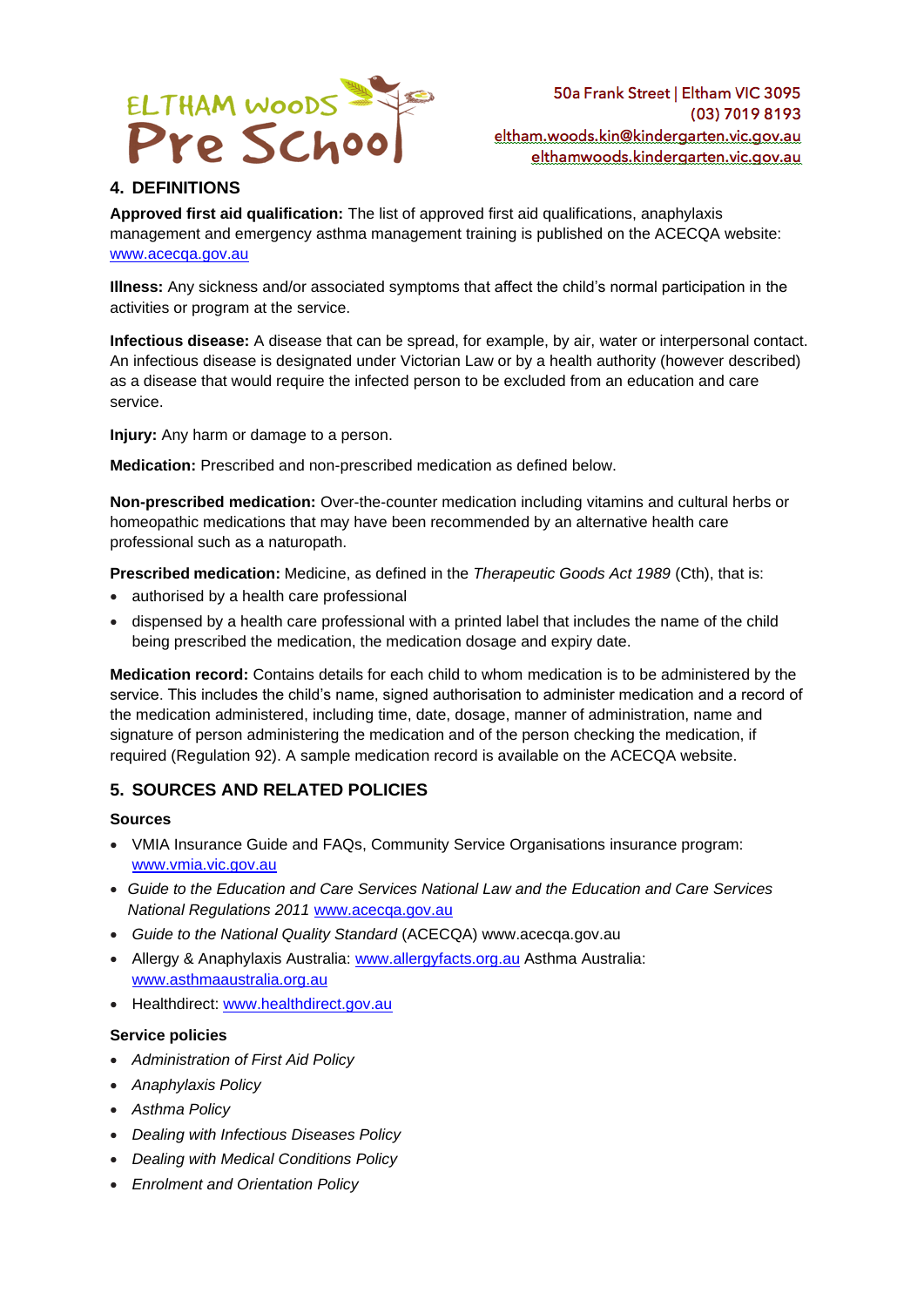## 4. DEFINITIONS

**Approved first aid qualification:** The list of approved first aid qualifications, anaphylaxis management and emergency asthma management training is published on the ACECQA website: www.acecqa.gov.au

**Illness:** Any sickness and/or associated symptoms that affect the child's normal participation in the activities or program at the service.

**Infectious disease:** A disease that can be spread, for example, by air, water or interpersonal contact. An infectious disease is designated under Victorian Law or by a health authority (however described) as a disease that would require the infected person to be excluded from an education and care service.

**Injury:** Any harm or damage to a person.

**Medication:** Prescribed and non-prescribed medication as defined below.

**Non-prescribed medication:** Over-the-counter medication including vitamins and cultural herbs or homeopathic medications that may have been recommended by an alternative health care professional such as a naturopath.

**Prescribed medication:** Medicine, as defined in the *Therapeutic Goods Act 1989* (Cth), that is:

- authorised by a health care professional
- dispensed by a health care professional with a printed label that includes the name of the child being prescribed the medication, the medication dosage and expiry date.

**Medication record:** Contains details for each child to whom medication is to be administered by the service. This includes the child's name, signed authorisation to administer medication and a record of the medication administered, including time, date, dosage, manner of administration, name and signature of person administering the medication and of the person checking the medication, if required (Regulation 92). A sample medication record is available on the ACECQA website.

## 5. SOURCES AND RELATED POLICIES

### Sources

- VMIA Insurance Guide and FAQs, Community Service Organisations insurance program: www.vmia.vic.gov.au
- *Guide to the Education and Care Services National Law and the Education and Care Services National Regulations 2011* www.acecqa.gov.au
- *Guide to the National Quality Standard* (ACECQA) www.acecqa.gov.au
- Allergy & Anaphylaxis Australia: www.allergyfacts.org.au Asthma Australia: www.asthmaaustralia.org.au
- Healthdirect: www.healthdirect.gov.au

### Service policies

- *Administration of First Aid Policy*
- *Anaphylaxis Policy*
- *Asthma Policy*
- *Dealing with Infectious Diseases Policy*
- *Dealing with Medical Conditions Policy*
- *Enrolment and Orientation Policy*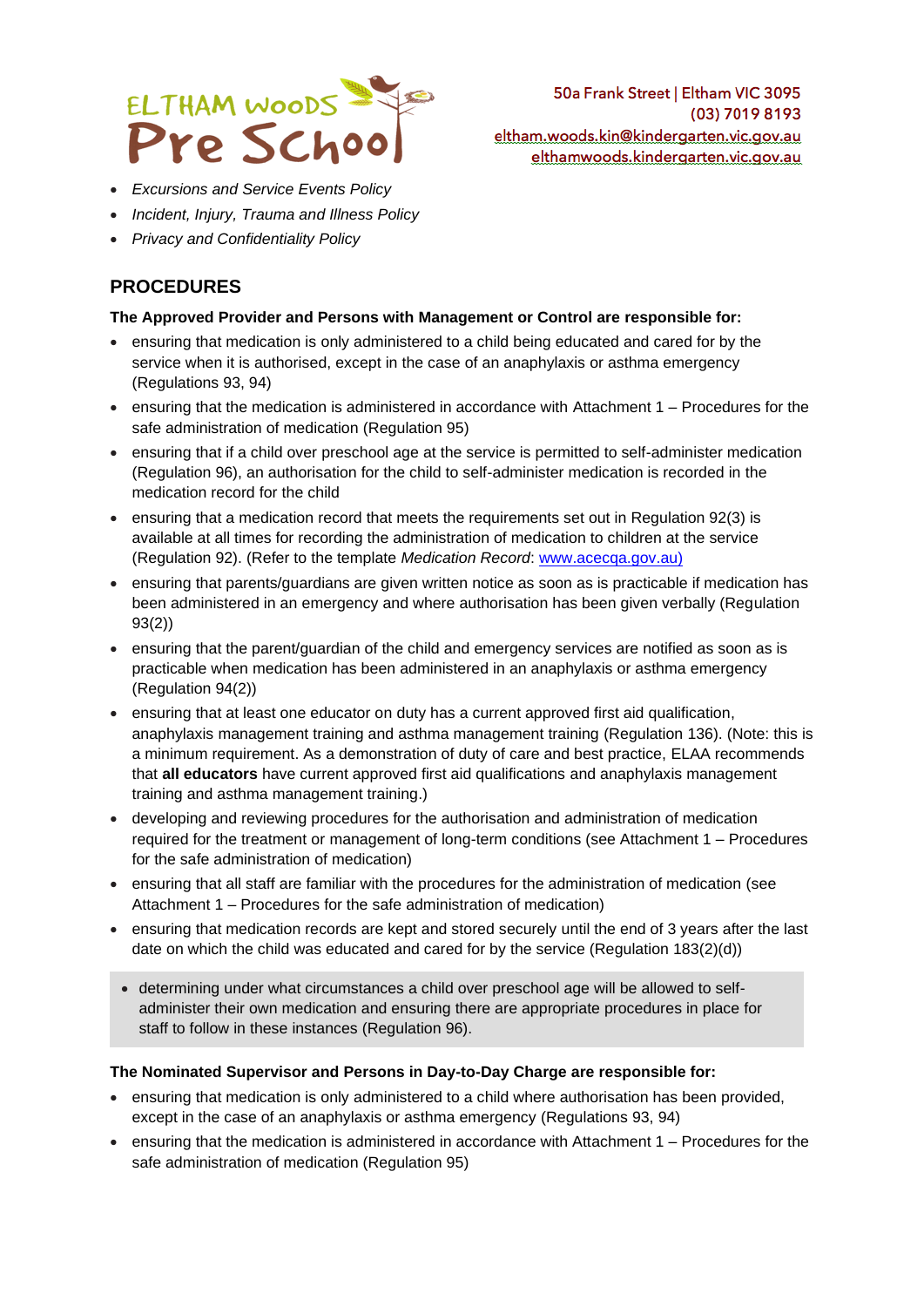- *Excursions and Service Events Policy*
- *Incident, Injury, Trauma and Illness Policy*
- *Privacy and Confidentiality Policy*

## PROCEDURES

**The Approved Provider and Persons with Management or Control are responsible for:**

- ensuring that medication is only administered to a child being educated and cared for by the service when it is authorised, except in the case of an anaphylaxis or asthma emergency (Regulations 93, 94)
- ensuring that the medication is administered in accordance with Attachment 1 – Procedures for the safe administration of medication (Regulation 95)
- ensuring that if a child over preschool age at the service is permitted to self-administer medication (Regulation 96), an authorisation for the child to self-administer medication is recorded in the medication record for the child
- ensuring that a medication record that meets the requirements set out in Regulation 92(3) is available at all times for recording the administration of medication to children at the service (Regulation 92). (Refer to the template *Medication Record*: www.acecqa.gov.au)
- ensuring that parents/guardians are given written notice as soon as is practicable if medication has been administered in an emergency and where authorisation has been given verbally (Regulation 93(2))
- ensuring that the parent/guardian of the child and emergency services are notified as soon as is practicable when medication has been administered in an anaphylaxis or asthma emergency (Regulation 94(2))
- ensuring that at least one educator on duty has a current approved first aid qualification, anaphylaxis management training and asthma management training (Regulation 136). (Note: this is a minimum requirement. As a demonstration of duty of care and best practice, ELAA recommends that **all educators** have current approved first aid qualifications and anaphylaxis management training and asthma management training.)
- developing and reviewing procedures for the authorisation and administration of medication required for the treatment or management of long-term conditions (see Attachment 1 – Procedures for the safe administration of medication)
- ensuring that all staff are familiar with the procedures for the administration of medication (see Attachment 1 – Procedures for the safe administration of medication)
- ensuring that medication records are kept and stored securely until the end of 3 years after the last date on which the child was educated and cared for by the service (Regulation 183(2)(d))
- determining under what circumstances a child over preschool age will be allowed to self-administer their own medication and ensuring there are appropriate procedures in place for staff to follow in these instances (Regulation 96).

**The Nominated Supervisor and Persons in Day-to-Day Charge are responsible for:**

- ensuring that medication is only administered to a child where authorisation has been provided, except in the case of an anaphylaxis or asthma emergency (Regulations 93, 94)
- ensuring that the medication is administered in accordance with Attachment 1 – Procedures for the safe administration of medication (Regulation 95)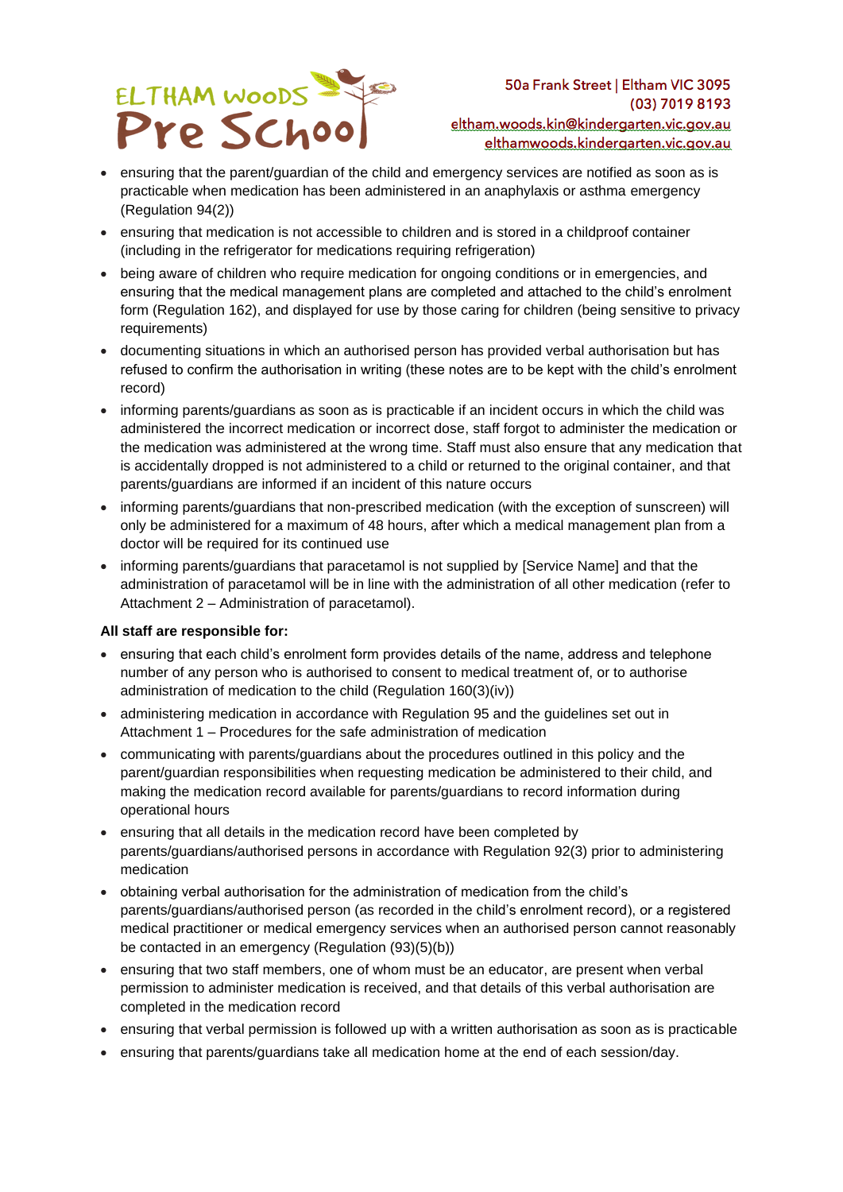- ensuring that the parent/guardian of the child and emergency services are notified as soon as is practicable when medication has been administered in an anaphylaxis or asthma emergency (Regulation 94(2))
- ensuring that medication is not accessible to children and is stored in a childproof container (including in the refrigerator for medications requiring refrigeration)
- being aware of children who require medication for ongoing conditions or in emergencies, and ensuring that the medical management plans are completed and attached to the child's enrolment form (Regulation 162), and displayed for use by those caring for children (being sensitive to privacy requirements)
- documenting situations in which an authorised person has provided verbal authorisation but has refused to confirm the authorisation in writing (these notes are to be kept with the child's enrolment record)
- informing parents/guardians as soon as is practicable if an incident occurs in which the child was administered the incorrect medication or incorrect dose, staff forgot to administer the medication or the medication was administered at the wrong time. Staff must also ensure that any medication that is accidentally dropped is not administered to a child or returned to the original container, and that parents/guardians are informed if an incident of this nature occurs
- informing parents/guardians that non-prescribed medication (with the exception of sunscreen) will only be administered for a maximum of 48 hours, after which a medical management plan from a doctor will be required for its continued use
- informing parents/guardians that paracetamol is not supplied by [Service Name] and that the administration of paracetamol will be in line with the administration of all other medication (refer to Attachment 2 – Administration of paracetamol).

**All staff are responsible for:**

- ensuring that each child's enrolment form provides details of the name, address and telephone number of any person who is authorised to consent to medical treatment of, or to authorise administration of medication to the child (Regulation 160(3)(iv))
- administering medication in accordance with Regulation 95 and the guidelines set out in Attachment 1 – Procedures for the safe administration of medication
- communicating with parents/guardians about the procedures outlined in this policy and the parent/guardian responsibilities when requesting medication be administered to their child, and making the medication record available for parents/guardians to record information during operational hours
- ensuring that all details in the medication record have been completed by parents/guardians/authorised persons in accordance with Regulation 92(3) prior to administering medication
- obtaining verbal authorisation for the administration of medication from the child's parents/guardians/authorised person (as recorded in the child's enrolment record), or a registered medical practitioner or medical emergency services when an authorised person cannot reasonably be contacted in an emergency (Regulation (93)(5)(b))
- ensuring that two staff members, one of whom must be an educator, are present when verbal permission to administer medication is received, and that details of this verbal authorisation are completed in the medication record
- ensuring that verbal permission is followed up with a written authorisation as soon as is practicable
- ensuring that parents/guardians take all medication home at the end of each session/day.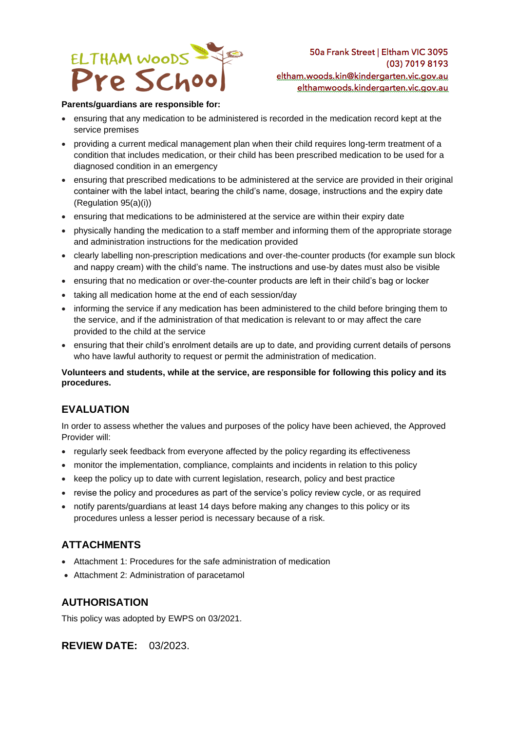**Parents/guardians are responsible for:**

- ensuring that any medication to be administered is recorded in the medication record kept at the service premises
- providing a current medical management plan when their child requires long-term treatment of a condition that includes medication, or their child has been prescribed medication to be used for a diagnosed condition in an emergency
- ensuring that prescribed medications to be administered at the service are provided in their original container with the label intact, bearing the child's name, dosage, instructions and the expiry date (Regulation 95(a)(i))
- ensuring that medications to be administered at the service are within their expiry date
- physically handing the medication to a staff member and informing them of the appropriate storage and administration instructions for the medication provided
- clearly labelling non-prescription medications and over-the-counter products (for example sun block and nappy cream) with the child's name. The instructions and use-by dates must also be visible
- ensuring that no medication or over-the-counter products are left in their child's bag or locker
- taking all medication home at the end of each session/day
- informing the service if any medication has been administered to the child before bringing them to the service, and if the administration of that medication is relevant to or may affect the care provided to the child at the service
- ensuring that their child's enrolment details are up to date, and providing current details of persons who have lawful authority to request or permit the administration of medication.

**Volunteers and students, while at the service, are responsible for following this policy and its procedures.**

## EVALUATION

In order to assess whether the values and purposes of the policy have been achieved, the Approved Provider will:

- regularly seek feedback from everyone affected by the policy regarding its effectiveness
- monitor the implementation, compliance, complaints and incidents in relation to this policy
- keep the policy up to date with current legislation, research, policy and best practice
- revise the policy and procedures as part of the service's policy review cycle, or as required
- notify parents/guardians at least 14 days before making any changes to this policy or its procedures unless a lesser period is necessary because of a risk.

## ATTACHMENTS

- Attachment 1: Procedures for the safe administration of medication
- Attachment 2: Administration of paracetamol

## AUTHORISATION

This policy was adopted by EWPS on 03/2021.

## REVIEW DATE: 03/2023.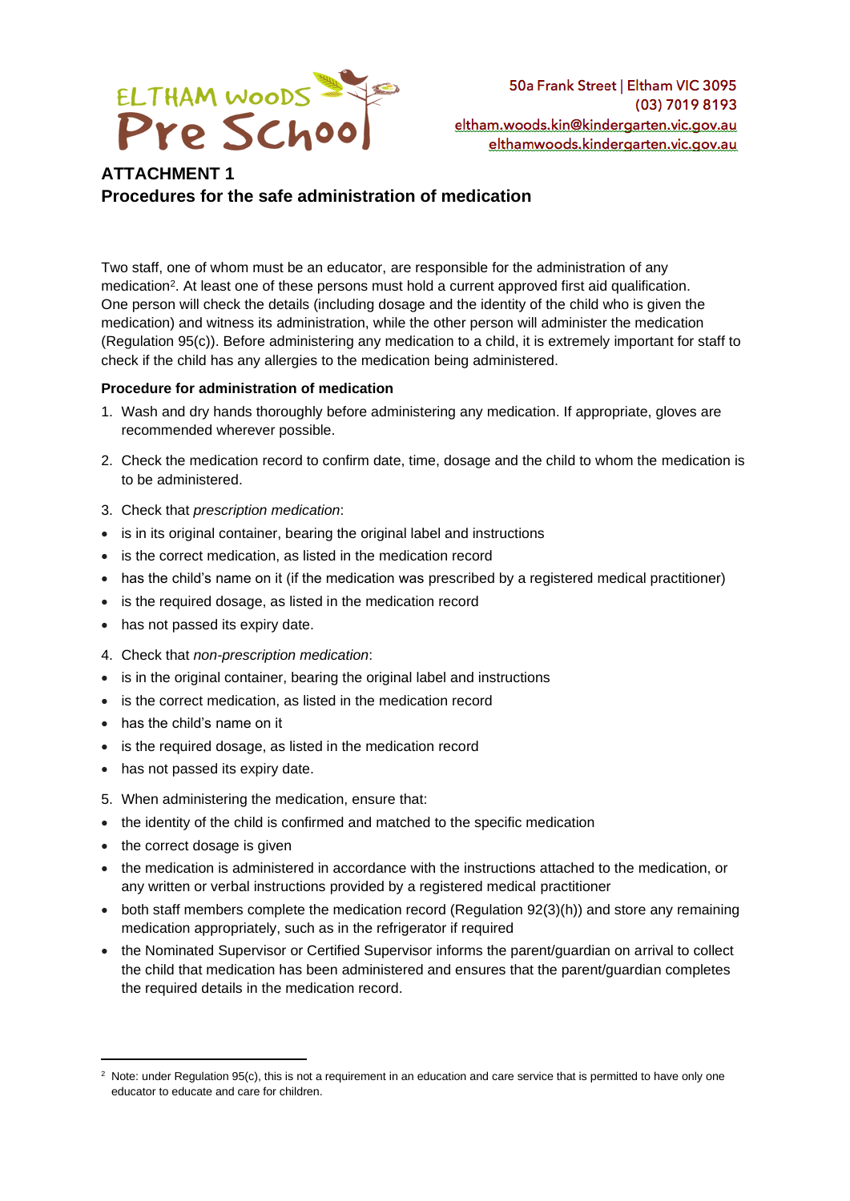ELTHAM WOODS Pre School

50a Frank Street | Eltham VIC 3095
(03) 7019 8193
eltham.woods.kin@kindergarten.vic.gov.au
elthamwoods.kindergarten.vic.gov.au

## ATTACHMENT 1
## Procedures for the safe administration of medication

Two staff, one of whom must be an educator, are responsible for the administration of any medication[2]. At least one of these persons must hold a current approved first aid qualification. One person will check the details (including dosage and the identity of the child who is given the medication) and witness its administration, while the other person will administer the medication (Regulation 95(c)). Before administering any medication to a child, it is extremely important for staff to check if the child has any allergies to the medication being administered.

**Procedure for administration of medication**

1. Wash and dry hands thoroughly before administering any medication. If appropriate, gloves are recommended wherever possible.
2. Check the medication record to confirm date, time, dosage and the child to whom the medication is to be administered.
3. Check that *prescription medication*:
- is in its original container, bearing the original label and instructions
- is the correct medication, as listed in the medication record
- has the child's name on it (if the medication was prescribed by a registered medical practitioner)
- is the required dosage, as listed in the medication record
- has not passed its expiry date.
4. Check that *non-prescription medication*:
- is in the original container, bearing the original label and instructions
- is the correct medication, as listed in the medication record
- has the child's name on it
- is the required dosage, as listed in the medication record
- has not passed its expiry date.
5. When administering the medication, ensure that:
- the identity of the child is confirmed and matched to the specific medication
- the correct dosage is given
- the medication is administered in accordance with the instructions attached to the medication, or any written or verbal instructions provided by a registered medical practitioner
- both staff members complete the medication record (Regulation 92(3)(h)) and store any remaining medication appropriately, such as in the refrigerator if required
- the Nominated Supervisor or Certified Supervisor informs the parent/guardian on arrival to collect the child that medication has been administered and ensures that the parent/guardian completes the required details in the medication record.

---

[2] Note: under Regulation 95(c), this is not a requirement in an education and care service that is permitted to have only one educator to educate and care for children.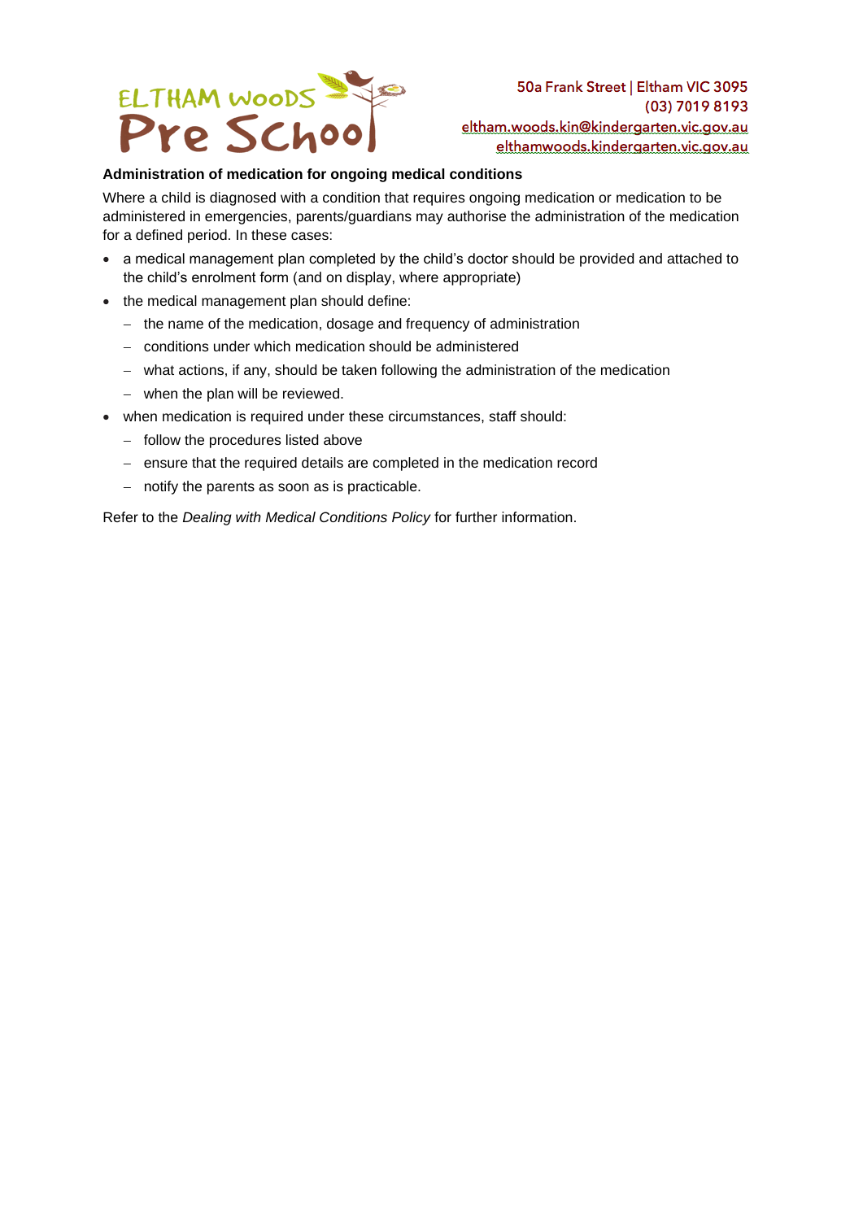**Administration of medication for ongoing medical conditions**

Where a child is diagnosed with a condition that requires ongoing medication or medication to be administered in emergencies, parents/guardians may authorise the administration of the medication for a defined period. In these cases:

- a medical management plan completed by the child's doctor should be provided and attached to the child's enrolment form (and on display, where appropriate)
- the medical management plan should define:
  - the name of the medication, dosage and frequency of administration
  - conditions under which medication should be administered
  - what actions, if any, should be taken following the administration of the medication
  - when the plan will be reviewed.
- when medication is required under these circumstances, staff should:
  - follow the procedures listed above
  - ensure that the required details are completed in the medication record
  - notify the parents as soon as is practicable.

Refer to the *Dealing with Medical Conditions Policy* for further information.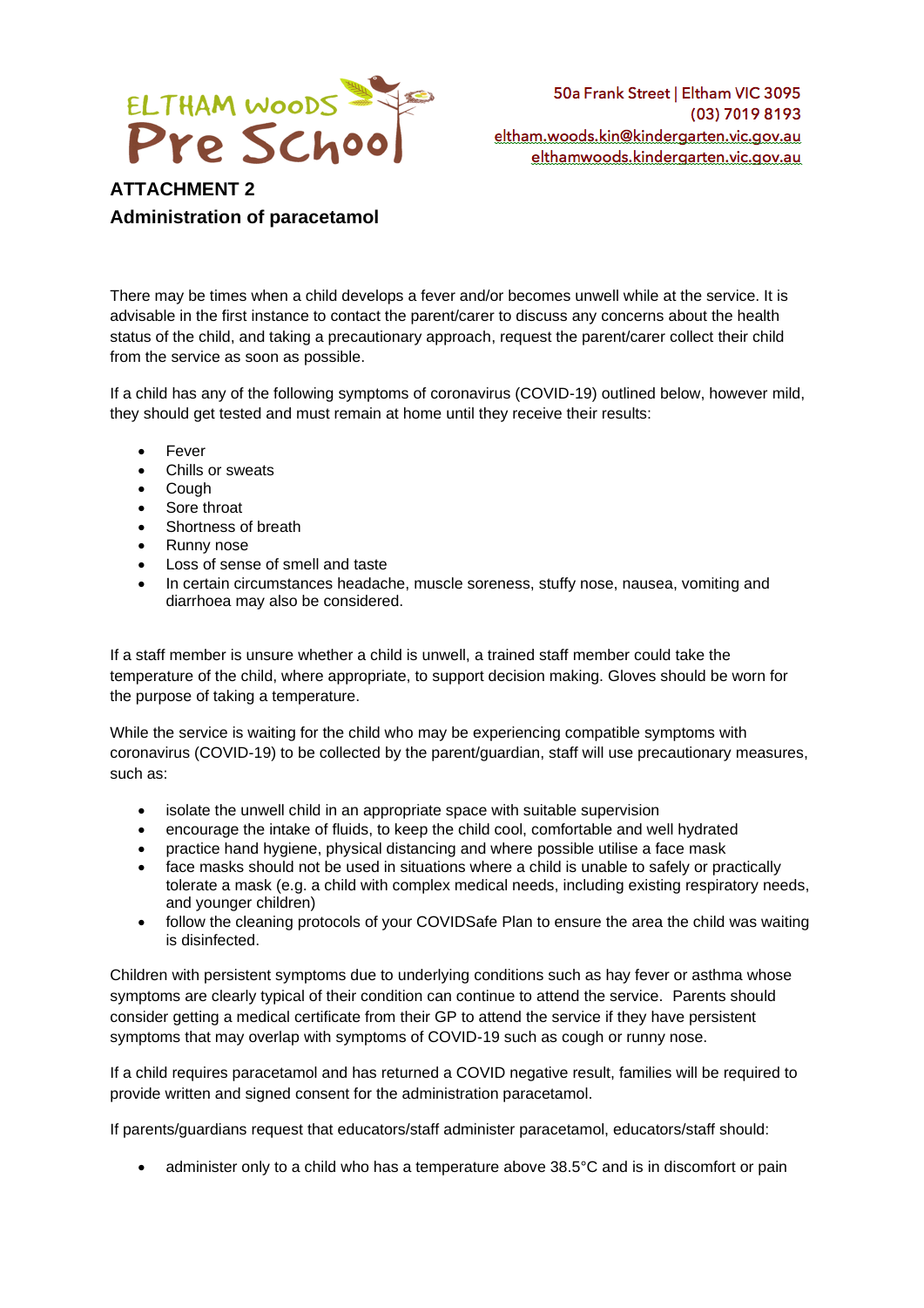ELTHAM WOODS Pre School

50a Frank Street | Eltham VIC 3095
(03) 7019 8193
eltham.woods.kin@kindergarten.vic.gov.au
elthamwoods.kindergarten.vic.gov.au

## ATTACHMENT 2
## Administration of paracetamol

There may be times when a child develops a fever and/or becomes unwell while at the service. It is advisable in the first instance to contact the parent/carer to discuss any concerns about the health status of the child, and taking a precautionary approach, request the parent/carer collect their child from the service as soon as possible.

If a child has any of the following symptoms of coronavirus (COVID-19) outlined below, however mild, they should get tested and must remain at home until they receive their results:

- Fever
- Chills or sweats
- Cough
- Sore throat
- Shortness of breath
- Runny nose
- Loss of sense of smell and taste
- In certain circumstances headache, muscle soreness, stuffy nose, nausea, vomiting and diarrhoea may also be considered.

If a staff member is unsure whether a child is unwell, a trained staff member could take the temperature of the child, where appropriate, to support decision making. Gloves should be worn for the purpose of taking a temperature.

While the service is waiting for the child who may be experiencing compatible symptoms with coronavirus (COVID-19) to be collected by the parent/guardian, staff will use precautionary measures, such as:

- isolate the unwell child in an appropriate space with suitable supervision
- encourage the intake of fluids, to keep the child cool, comfortable and well hydrated
- practice hand hygiene, physical distancing and where possible utilise a face mask
- face masks should not be used in situations where a child is unable to safely or practically tolerate a mask (e.g. a child with complex medical needs, including existing respiratory needs, and younger children)
- follow the cleaning protocols of your COVIDSafe Plan to ensure the area the child was waiting is disinfected.

Children with persistent symptoms due to underlying conditions such as hay fever or asthma whose symptoms are clearly typical of their condition can continue to attend the service. Parents should consider getting a medical certificate from their GP to attend the service if they have persistent symptoms that may overlap with symptoms of COVID-19 such as cough or runny nose.

If a child requires paracetamol and has returned a COVID negative result, families will be required to provide written and signed consent for the administration paracetamol.

If parents/guardians request that educators/staff administer paracetamol, educators/staff should:

- administer only to a child who has a temperature above 38.5°C and is in discomfort or pain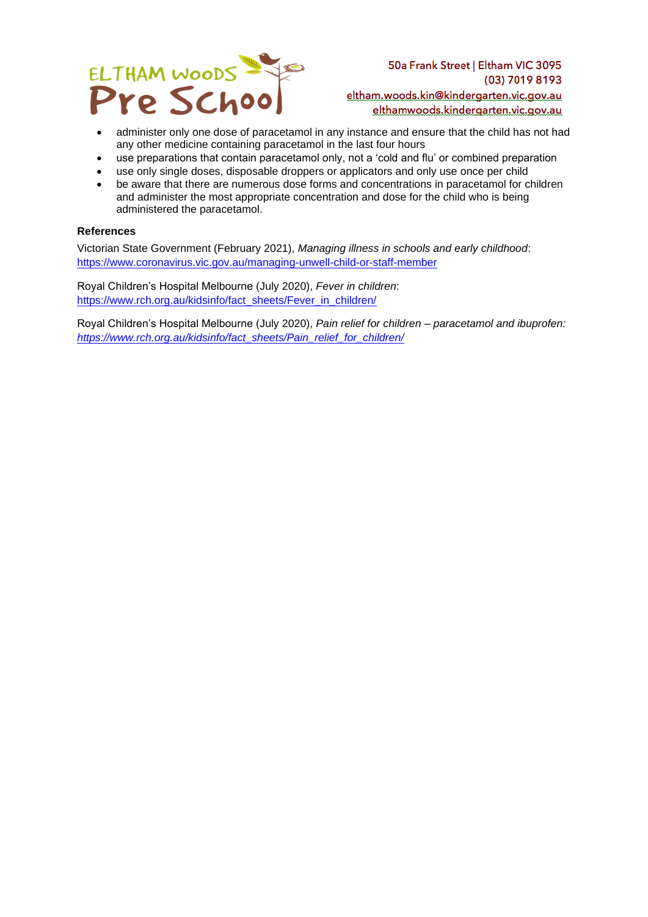- administer only one dose of paracetamol in any instance and ensure that the child has not had any other medicine containing paracetamol in the last four hours
- use preparations that contain paracetamol only, not a 'cold and flu' or combined preparation
- use only single doses, disposable droppers or applicators and only use once per child
- be aware that there are numerous dose forms and concentrations in paracetamol for children and administer the most appropriate concentration and dose for the child who is being administered the paracetamol.

**References**

Victorian State Government (February 2021), *Managing illness in schools and early childhood*: https://www.coronavirus.vic.gov.au/managing-unwell-child-or-staff-member

Royal Children's Hospital Melbourne (July 2020), *Fever in children*: https://www.rch.org.au/kidsinfo/fact_sheets/Fever_in_children/

Royal Children's Hospital Melbourne (July 2020), *Pain relief for children – paracetamol and ibuprofen: https://www.rch.org.au/kidsinfo/fact_sheets/Pain_relief_for_children/*